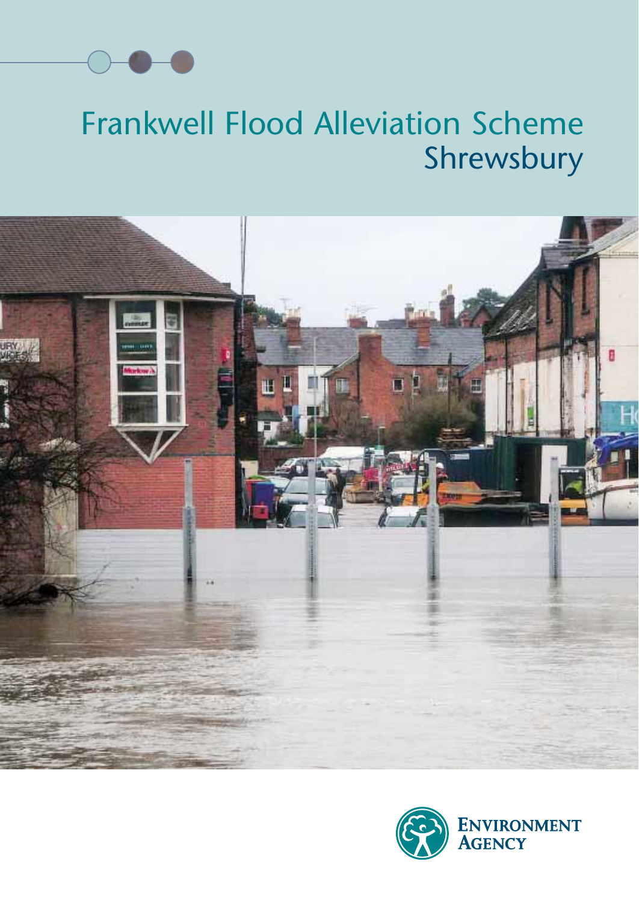# Frankwell Flood Alleviation Scheme
## Shrewsbury

Environment Agency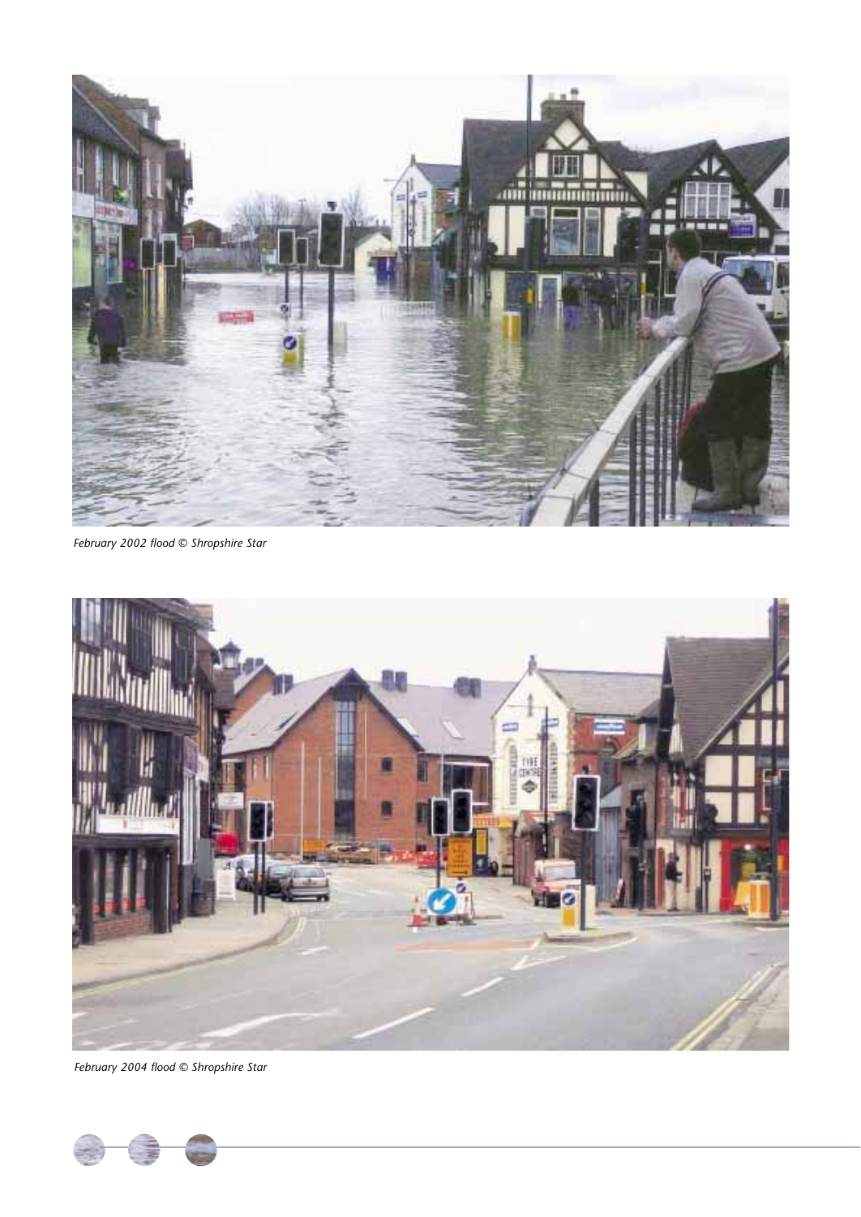*February 2002 flood © Shropshire Star*

*February 2004 flood © Shropshire Star*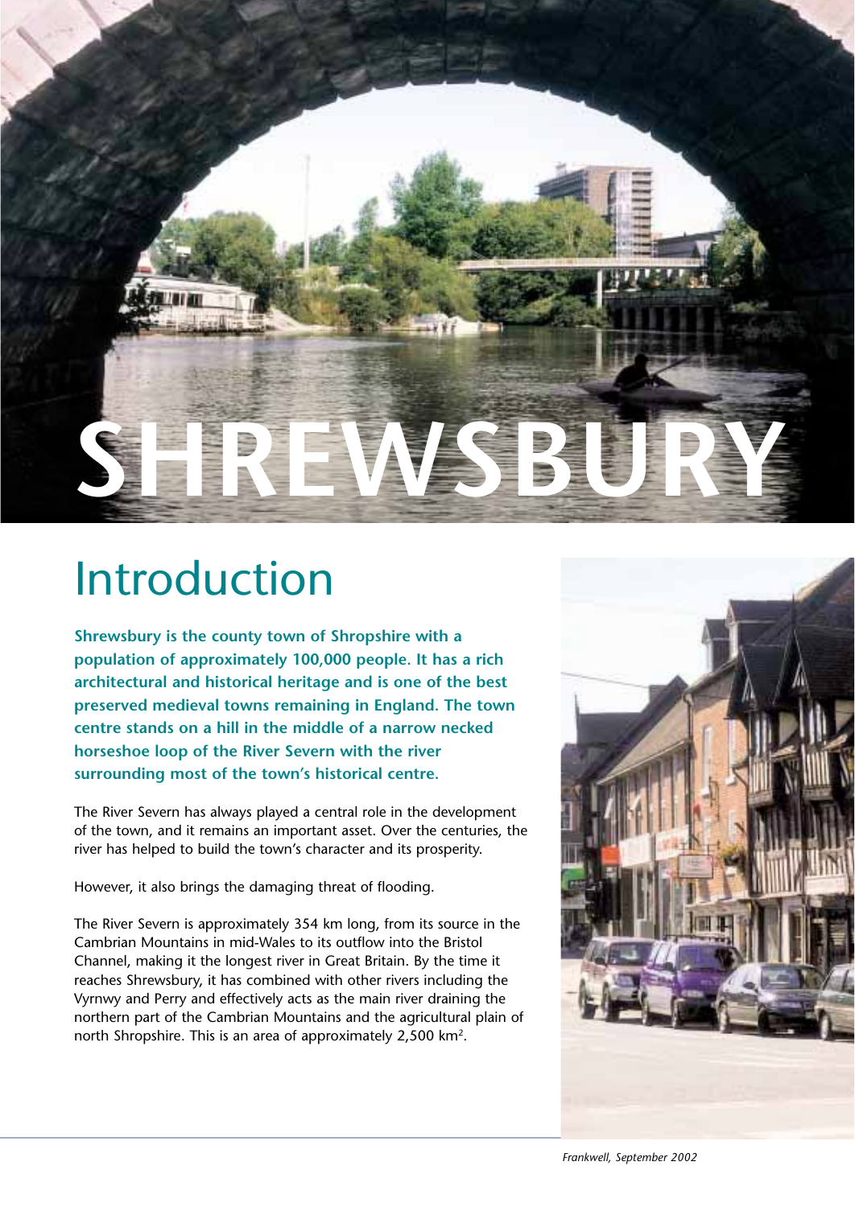# SHREWSBURY

## Introduction

**Shrewsbury is the county town of Shropshire with a population of approximately 100,000 people. It has a rich architectural and historical heritage and is one of the best preserved medieval towns remaining in England. The town centre stands on a hill in the middle of a narrow necked horseshoe loop of the River Severn with the river surrounding most of the town's historical centre.**

The River Severn has always played a central role in the development of the town, and it remains an important asset. Over the centuries, the river has helped to build the town's character and its prosperity.

However, it also brings the damaging threat of flooding.

The River Severn is approximately 354 km long, from its source in the Cambrian Mountains in mid-Wales to its outflow into the Bristol Channel, making it the longest river in Great Britain. By the time it reaches Shrewsbury, it has combined with other rivers including the Vyrnwy and Perry and effectively acts as the main river draining the northern part of the Cambrian Mountains and the agricultural plain of north Shropshire. This is an area of approximately 2,500 km².

*Frankwell, September 2002*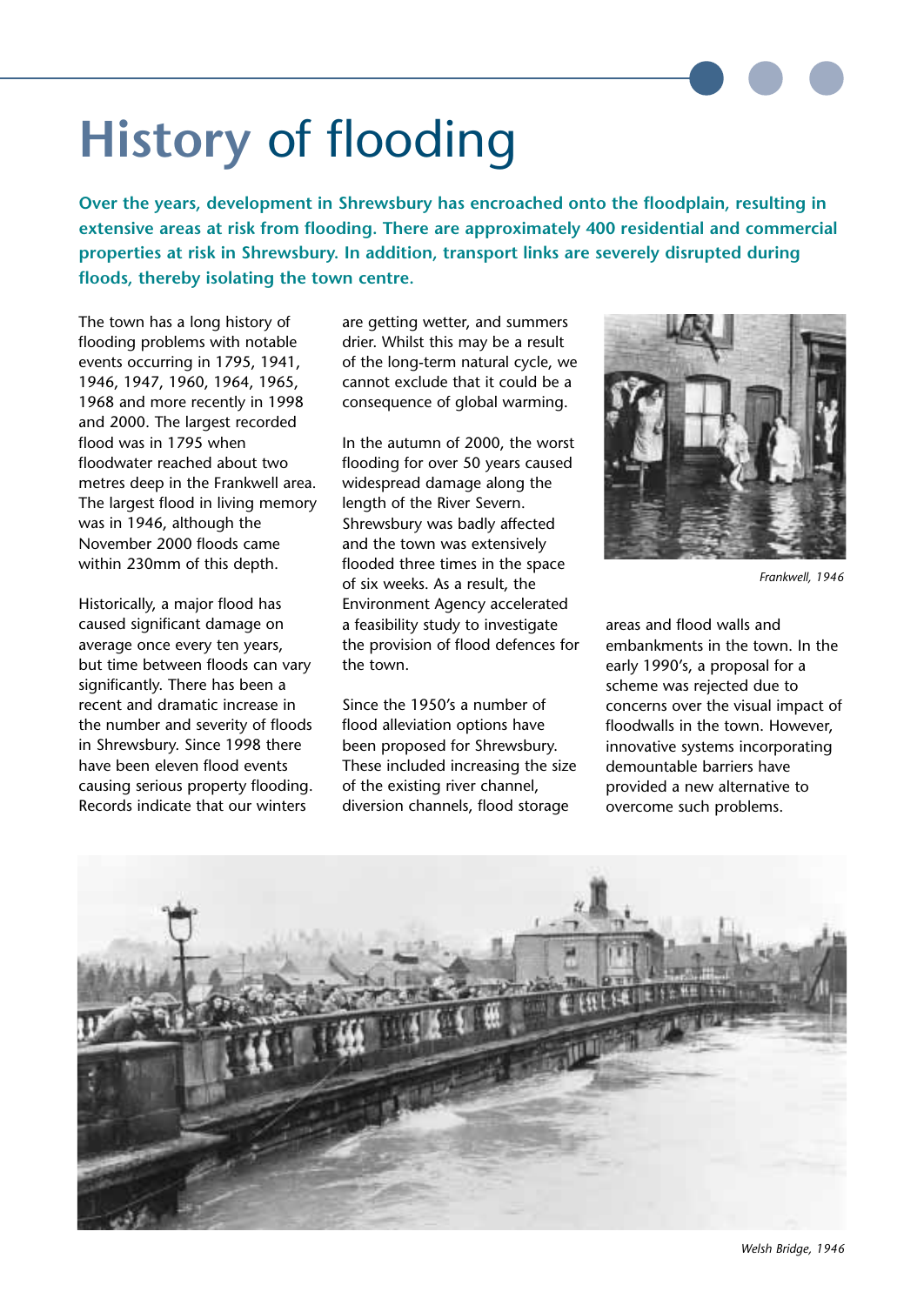# History of flooding

**Over the years, development in Shrewsbury has encroached onto the floodplain, resulting in extensive areas at risk from flooding. There are approximately 400 residential and commercial properties at risk in Shrewsbury. In addition, transport links are severely disrupted during floods, thereby isolating the town centre.**

The town has a long history of flooding problems with notable events occurring in 1795, 1941, 1946, 1947, 1960, 1964, 1965, 1968 and more recently in 1998 and 2000. The largest recorded flood was in 1795 when floodwater reached about two metres deep in the Frankwell area. The largest flood in living memory was in 1946, although the November 2000 floods came within 230mm of this depth.

Historically, a major flood has caused significant damage on average once every ten years, but time between floods can vary significantly. There has been a recent and dramatic increase in the number and severity of floods in Shrewsbury. Since 1998 there have been eleven flood events causing serious property flooding. Records indicate that our winters are getting wetter, and summers drier. Whilst this may be a result of the long-term natural cycle, we cannot exclude that it could be a consequence of global warming.

In the autumn of 2000, the worst flooding for over 50 years caused widespread damage along the length of the River Severn. Shrewsbury was badly affected and the town was extensively flooded three times in the space of six weeks. As a result, the Environment Agency accelerated a feasibility study to investigate the provision of flood defences for the town.

Since the 1950's a number of flood alleviation options have been proposed for Shrewsbury. These included increasing the size of the existing river channel, diversion channels, flood storage areas and flood walls and embankments in the town. In the early 1990's, a proposal for a scheme was rejected due to concerns over the visual impact of floodwalls in the town. However, innovative systems incorporating demountable barriers have provided a new alternative to overcome such problems.

*Frankwell, 1946*

*Welsh Bridge, 1946*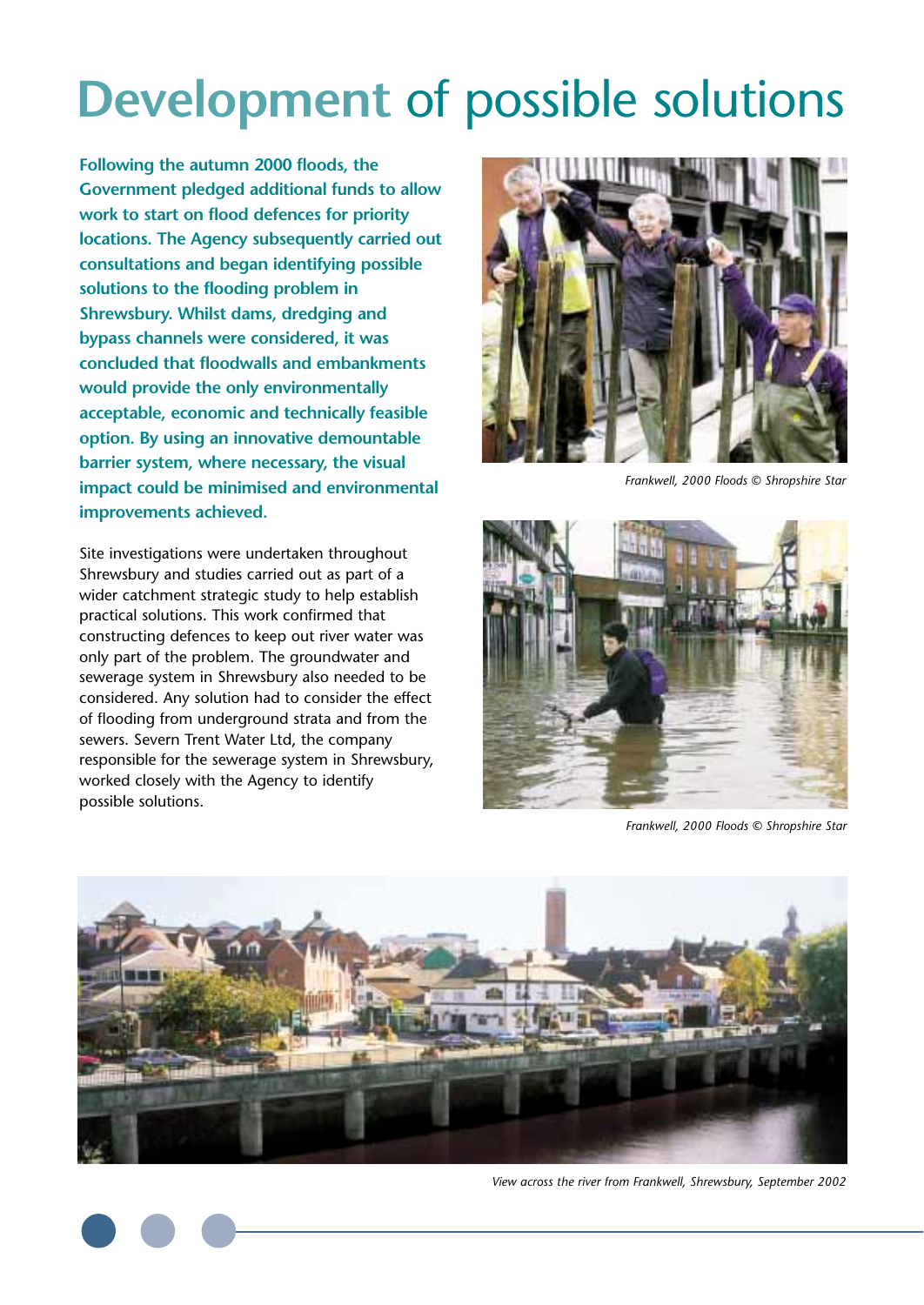# Development of possible solutions

**Following the autumn 2000 floods, the Government pledged additional funds to allow work to start on flood defences for priority locations. The Agency subsequently carried out consultations and began identifying possible solutions to the flooding problem in Shrewsbury. Whilst dams, dredging and bypass channels were considered, it was concluded that floodwalls and embankments would provide the only environmentally acceptable, economic and technically feasible option. By using an innovative demountable barrier system, where necessary, the visual impact could be minimised and environmental improvements achieved.**

Site investigations were undertaken throughout Shrewsbury and studies carried out as part of a wider catchment strategic study to help establish practical solutions. This work confirmed that constructing defences to keep out river water was only part of the problem. The groundwater and sewerage system in Shrewsbury also needed to be considered. Any solution had to consider the effect of flooding from underground strata and from the sewers. Severn Trent Water Ltd, the company responsible for the sewerage system in Shrewsbury, worked closely with the Agency to identify possible solutions.

*Frankwell, 2000 Floods © Shropshire Star*

*Frankwell, 2000 Floods © Shropshire Star*

*View across the river from Frankwell, Shrewsbury, September 2002*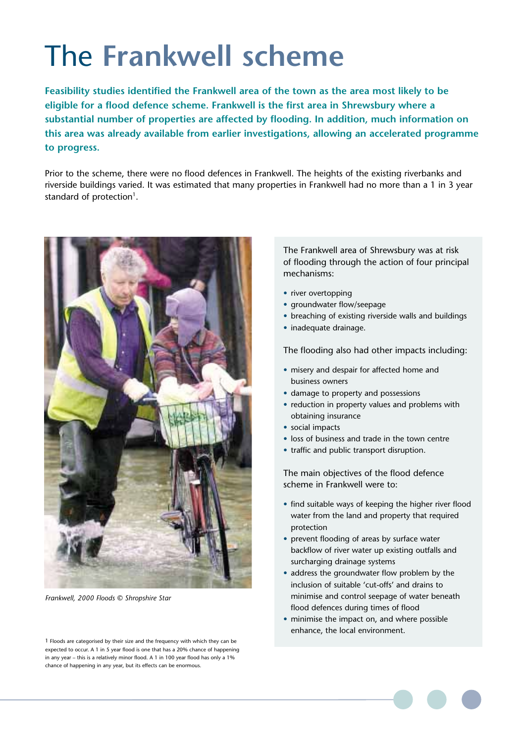# The Frankwell scheme

**Feasibility studies identified the Frankwell area of the town as the area most likely to be eligible for a flood defence scheme. Frankwell is the first area in Shrewsbury where a substantial number of properties are affected by flooding. In addition, much information on this area was already available from earlier investigations, allowing an accelerated programme to progress.**

Prior to the scheme, there were no flood defences in Frankwell. The heights of the existing riverbanks and riverside buildings varied. It was estimated that many properties in Frankwell had no more than a 1 in 3 year standard of protection[1].

*Frankwell, 2000 Floods © Shropshire Star*

The Frankwell area of Shrewsbury was at risk of flooding through the action of four principal mechanisms:

- river overtopping
- groundwater flow/seepage
- breaching of existing riverside walls and buildings
- inadequate drainage.

The flooding also had other impacts including:

- misery and despair for affected home and business owners
- damage to property and possessions
- reduction in property values and problems with obtaining insurance
- social impacts
- loss of business and trade in the town centre
- traffic and public transport disruption.

The main objectives of the flood defence scheme in Frankwell were to:

- find suitable ways of keeping the higher river flood water from the land and property that required protection
- prevent flooding of areas by surface water backflow of river water up existing outfalls and surcharging drainage systems
- address the groundwater flow problem by the inclusion of suitable 'cut-offs' and drains to minimise and control seepage of water beneath flood defences during times of flood
- minimise the impact on, and where possible enhance, the local environment.

1 Floods are categorised by their size and the frequency with which they can be expected to occur. A 1 in 5 year flood is one that has a 20% chance of happening in any year – this is a relatively minor flood. A 1 in 100 year flood has only a 1% chance of happening in any year, but its effects can be enormous.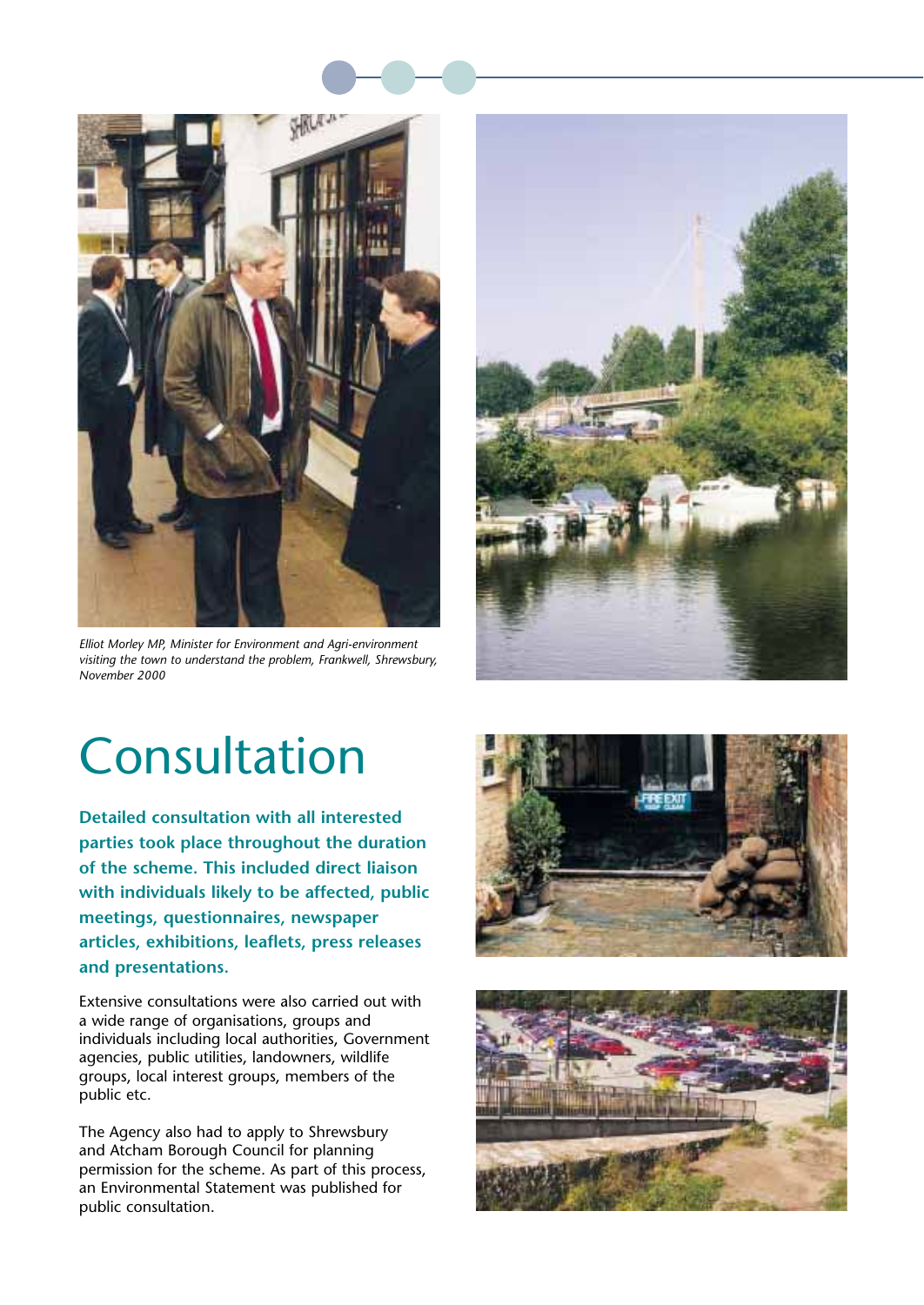*Elliot Morley MP, Minister for Environment and Agri-environment visiting the town to understand the problem, Frankwell, Shrewsbury, November 2000*

# Consultation

**Detailed consultation with all interested parties took place throughout the duration of the scheme. This included direct liaison with individuals likely to be affected, public meetings, questionnaires, newspaper articles, exhibitions, leaflets, press releases and presentations.**

Extensive consultations were also carried out with a wide range of organisations, groups and individuals including local authorities, Government agencies, public utilities, landowners, wildlife groups, local interest groups, members of the public etc.

The Agency also had to apply to Shrewsbury and Atcham Borough Council for planning permission for the scheme. As part of this process, an Environmental Statement was published for public consultation.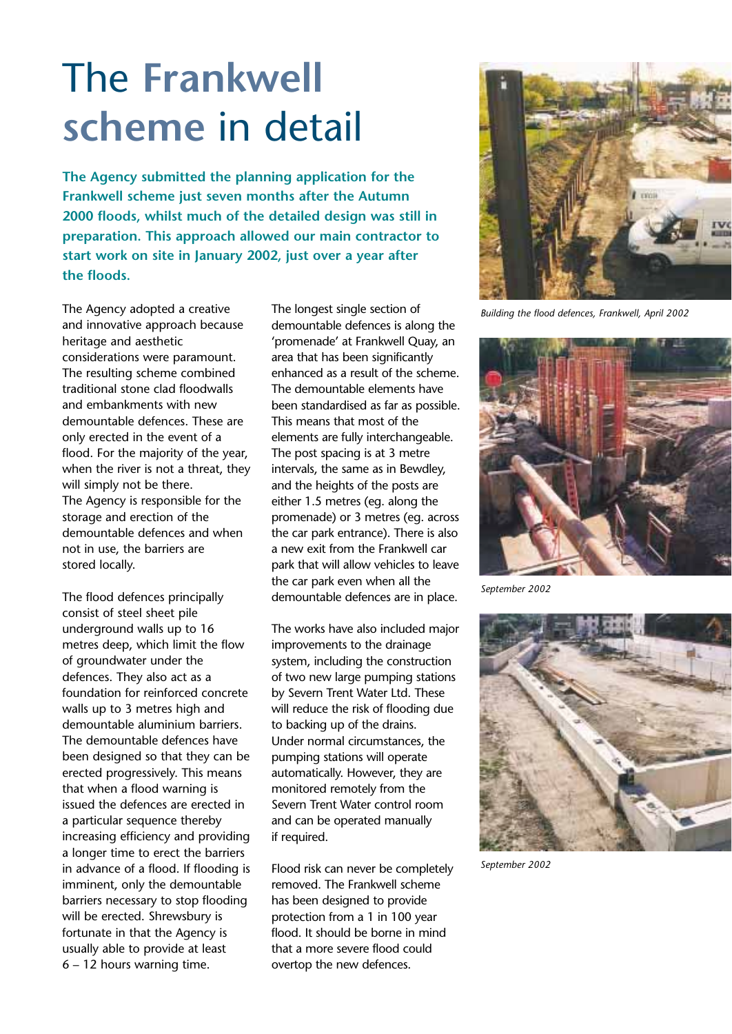# The Frankwell scheme in detail

**The Agency submitted the planning application for the Frankwell scheme just seven months after the Autumn 2000 floods, whilst much of the detailed design was still in preparation. This approach allowed our main contractor to start work on site in January 2002, just over a year after the floods.**

The Agency adopted a creative and innovative approach because heritage and aesthetic considerations were paramount. The resulting scheme combined traditional stone clad floodwalls and embankments with new demountable defences. These are only erected in the event of a flood. For the majority of the year, when the river is not a threat, they will simply not be there. The Agency is responsible for the storage and erection of the demountable defences and when not in use, the barriers are stored locally.

The flood defences principally consist of steel sheet pile underground walls up to 16 metres deep, which limit the flow of groundwater under the defences. They also act as a foundation for reinforced concrete walls up to 3 metres high and demountable aluminium barriers. The demountable defences have been designed so that they can be erected progressively. This means that when a flood warning is issued the defences are erected in a particular sequence thereby increasing efficiency and providing a longer time to erect the barriers in advance of a flood. If flooding is imminent, only the demountable barriers necessary to stop flooding will be erected. Shrewsbury is fortunate in that the Agency is usually able to provide at least 6 – 12 hours warning time.

The longest single section of demountable defences is along the 'promenade' at Frankwell Quay, an area that has been significantly enhanced as a result of the scheme. The demountable elements have been standardised as far as possible. This means that most of the elements are fully interchangeable. The post spacing is at 3 metre intervals, the same as in Bewdley, and the heights of the posts are either 1.5 metres (eg. along the promenade) or 3 metres (eg. across the car park entrance). There is also a new exit from the Frankwell car park that will allow vehicles to leave the car park even when all the demountable defences are in place.

The works have also included major improvements to the drainage system, including the construction of two new large pumping stations by Severn Trent Water Ltd. These will reduce the risk of flooding due to backing up of the drains. Under normal circumstances, the pumping stations will operate automatically. However, they are monitored remotely from the Severn Trent Water control room and can be operated manually if required.

Flood risk can never be completely removed. The Frankwell scheme has been designed to provide protection from a 1 in 100 year flood. It should be borne in mind that a more severe flood could overtop the new defences.

*Building the flood defences, Frankwell, April 2002*

*September 2002*

*September 2002*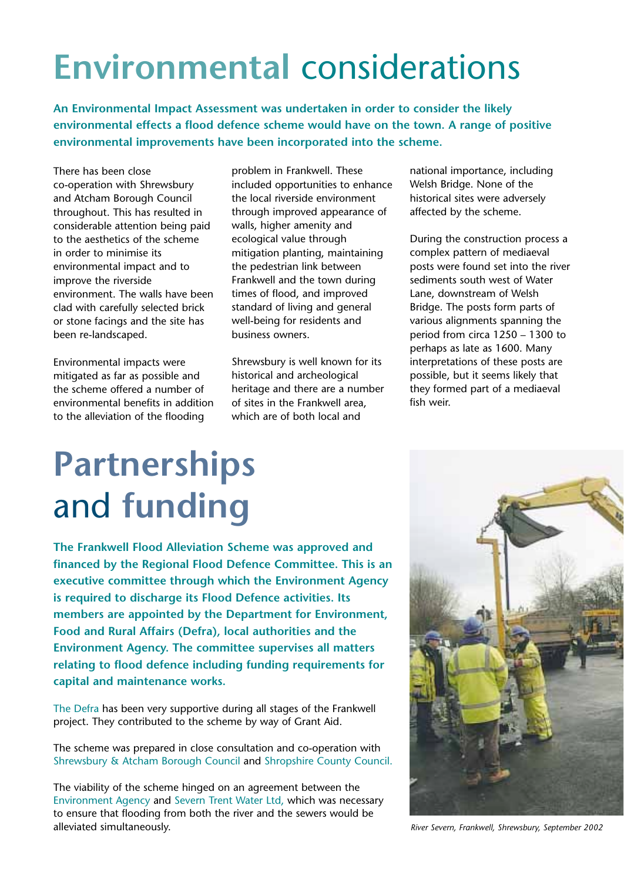# Environmental considerations

**An Environmental Impact Assessment was undertaken in order to consider the likely environmental effects a flood defence scheme would have on the town. A range of positive environmental improvements have been incorporated into the scheme.**

There has been close co-operation with Shrewsbury and Atcham Borough Council throughout. This has resulted in considerable attention being paid to the aesthetics of the scheme in order to minimise its environmental impact and to improve the riverside environment. The walls have been clad with carefully selected brick or stone facings and the site has been re-landscaped.

Environmental impacts were mitigated as far as possible and the scheme offered a number of environmental benefits in addition to the alleviation of the flooding problem in Frankwell. These included opportunities to enhance the local riverside environment through improved appearance of walls, higher amenity and ecological value through mitigation planting, maintaining the pedestrian link between Frankwell and the town during times of flood, and improved standard of living and general well-being for residents and business owners.

Shrewsbury is well known for its historical and archeological heritage and there are a number of sites in the Frankwell area, which are of both local and national importance, including Welsh Bridge. None of the historical sites were adversely affected by the scheme.

During the construction process a complex pattern of mediaeval posts were found set into the river sediments south west of Water Lane, downstream of Welsh Bridge. The posts form parts of various alignments spanning the period from circa 1250 – 1300 to perhaps as late as 1600. Many interpretations of these posts are possible, but it seems likely that they formed part of a mediaeval fish weir.

# Partnerships and funding

**The Frankwell Flood Alleviation Scheme was approved and financed by the Regional Flood Defence Committee. This is an executive committee through which the Environment Agency is required to discharge its Flood Defence activities. Its members are appointed by the Department for Environment, Food and Rural Affairs (Defra), local authorities and the Environment Agency. The committee supervises all matters relating to flood defence including funding requirements for capital and maintenance works.**

The Defra has been very supportive during all stages of the Frankwell project. They contributed to the scheme by way of Grant Aid.

The scheme was prepared in close consultation and co-operation with Shrewsbury & Atcham Borough Council and Shropshire County Council.

The viability of the scheme hinged on an agreement between the Environment Agency and Severn Trent Water Ltd, which was necessary to ensure that flooding from both the river and the sewers would be alleviated simultaneously.

*River Severn, Frankwell, Shrewsbury, September 2002*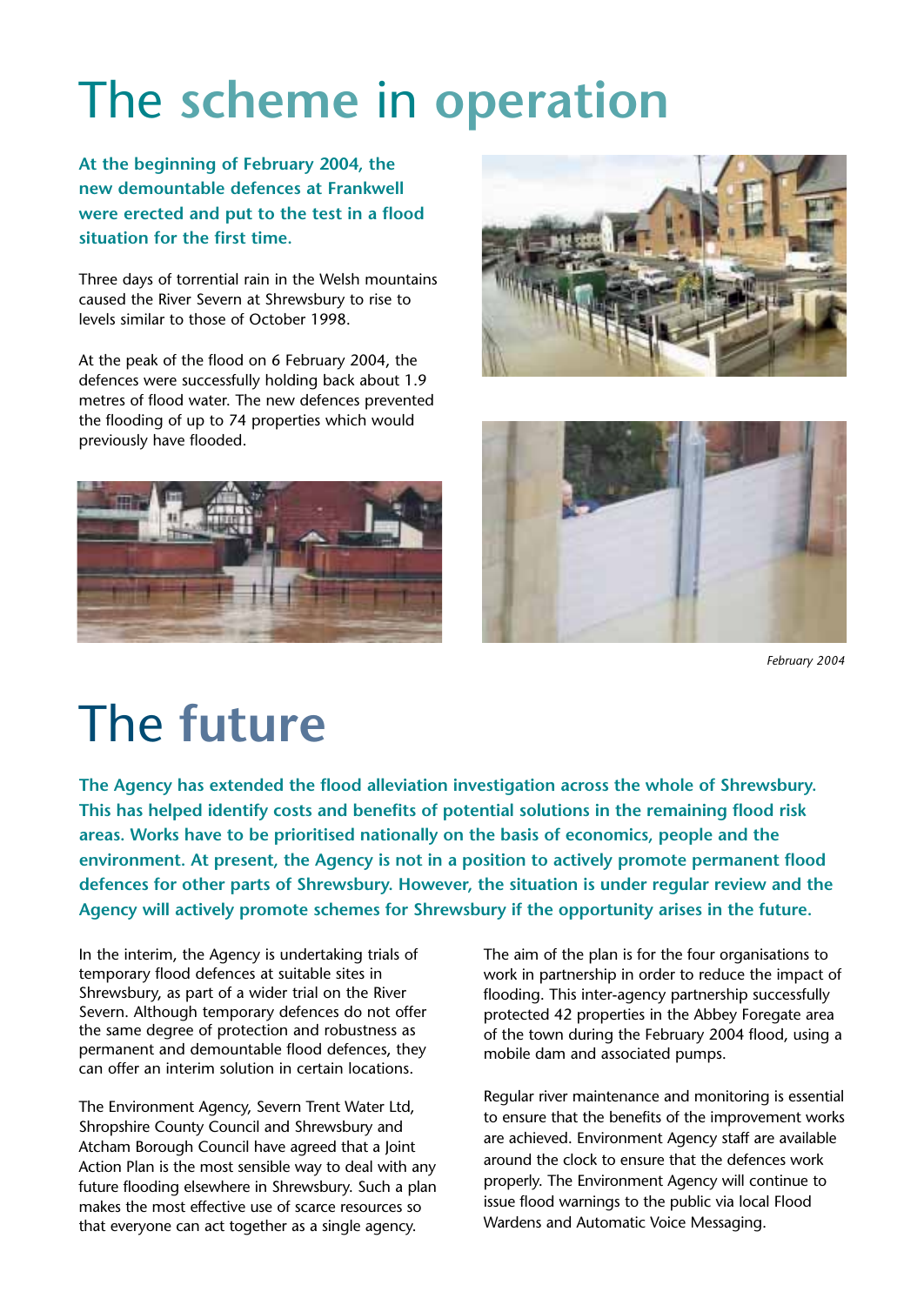# The scheme in operation

**At the beginning of February 2004, the new demountable defences at Frankwell were erected and put to the test in a flood situation for the first time.**

Three days of torrential rain in the Welsh mountains caused the River Severn at Shrewsbury to rise to levels similar to those of October 1998.

At the peak of the flood on 6 February 2004, the defences were successfully holding back about 1.9 metres of flood water. The new defences prevented the flooding of up to 74 properties which would previously have flooded.

*February 2004*

# The future

**The Agency has extended the flood alleviation investigation across the whole of Shrewsbury. This has helped identify costs and benefits of potential solutions in the remaining flood risk areas. Works have to be prioritised nationally on the basis of economics, people and the environment. At present, the Agency is not in a position to actively promote permanent flood defences for other parts of Shrewsbury. However, the situation is under regular review and the Agency will actively promote schemes for Shrewsbury if the opportunity arises in the future.**

In the interim, the Agency is undertaking trials of temporary flood defences at suitable sites in Shrewsbury, as part of a wider trial on the River Severn. Although temporary defences do not offer the same degree of protection and robustness as permanent and demountable flood defences, they can offer an interim solution in certain locations.

The Environment Agency, Severn Trent Water Ltd, Shropshire County Council and Shrewsbury and Atcham Borough Council have agreed that a Joint Action Plan is the most sensible way to deal with any future flooding elsewhere in Shrewsbury. Such a plan makes the most effective use of scarce resources so that everyone can act together as a single agency.

The aim of the plan is for the four organisations to work in partnership in order to reduce the impact of flooding. This inter-agency partnership successfully protected 42 properties in the Abbey Foregate area of the town during the February 2004 flood, using a mobile dam and associated pumps.

Regular river maintenance and monitoring is essential to ensure that the benefits of the improvement works are achieved. Environment Agency staff are available around the clock to ensure that the defences work properly. The Environment Agency will continue to issue flood warnings to the public via local Flood Wardens and Automatic Voice Messaging.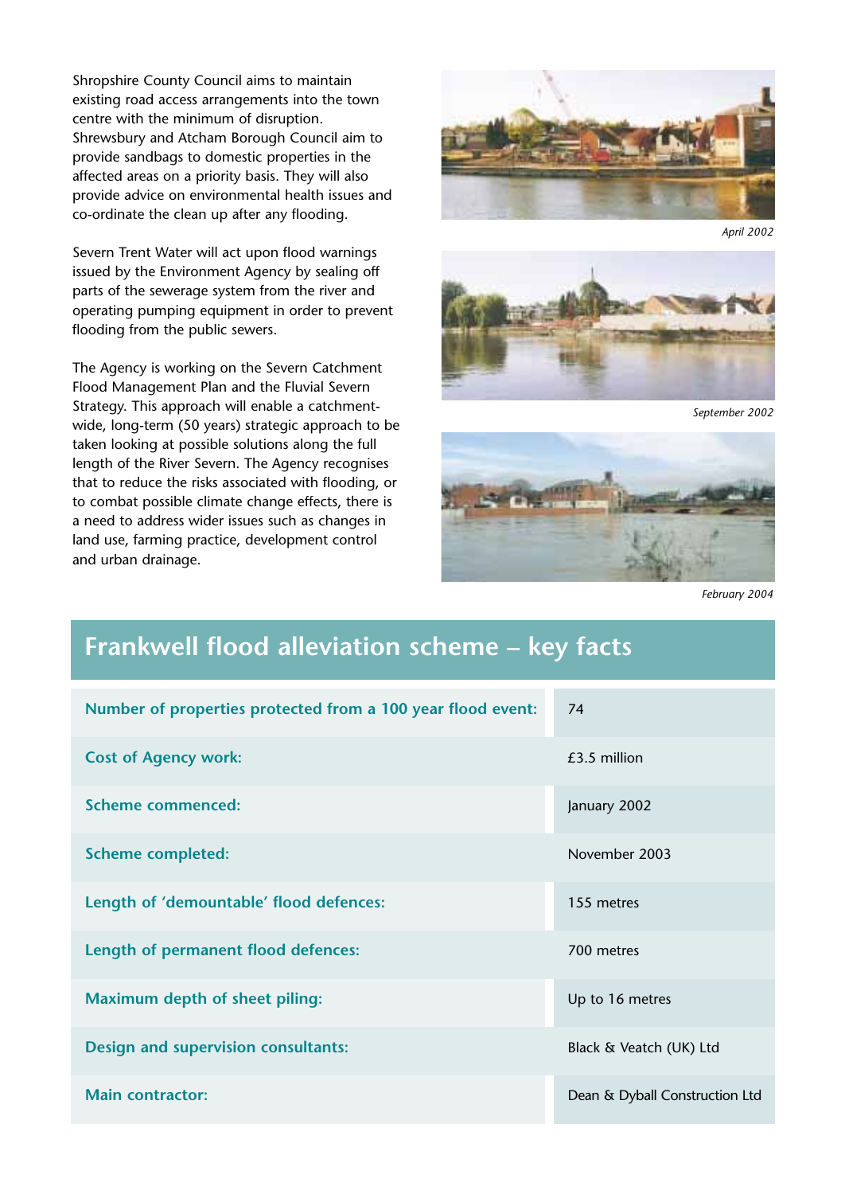Shropshire County Council aims to maintain existing road access arrangements into the town centre with the minimum of disruption. Shrewsbury and Atcham Borough Council aim to provide sandbags to domestic properties in the affected areas on a priority basis. They will also provide advice on environmental health issues and co-ordinate the clean up after any flooding.

Severn Trent Water will act upon flood warnings issued by the Environment Agency by sealing off parts of the sewerage system from the river and operating pumping equipment in order to prevent flooding from the public sewers.

The Agency is working on the Severn Catchment Flood Management Plan and the Fluvial Severn Strategy. This approach will enable a catchment-wide, long-term (50 years) strategic approach to be taken looking at possible solutions along the full length of the River Severn. The Agency recognises that to reduce the risks associated with flooding, or to combat possible climate change effects, there is a need to address wider issues such as changes in land use, farming practice, development control and urban drainage.

*April 2002*

*September 2002*

*February 2004*

## Frankwell flood alleviation scheme – key facts

| | |
|---|---|
| **Number of properties protected from a 100 year flood event:** | 74 |
| **Cost of Agency work:** | £3.5 million |
| **Scheme commenced:** | January 2002 |
| **Scheme completed:** | November 2003 |
| **Length of 'demountable' flood defences:** | 155 metres |
| **Length of permanent flood defences:** | 700 metres |
| **Maximum depth of sheet piling:** | Up to 16 metres |
| **Design and supervision consultants:** | Black & Veatch (UK) Ltd |
| **Main contractor:** | Dean & Dyball Construction Ltd |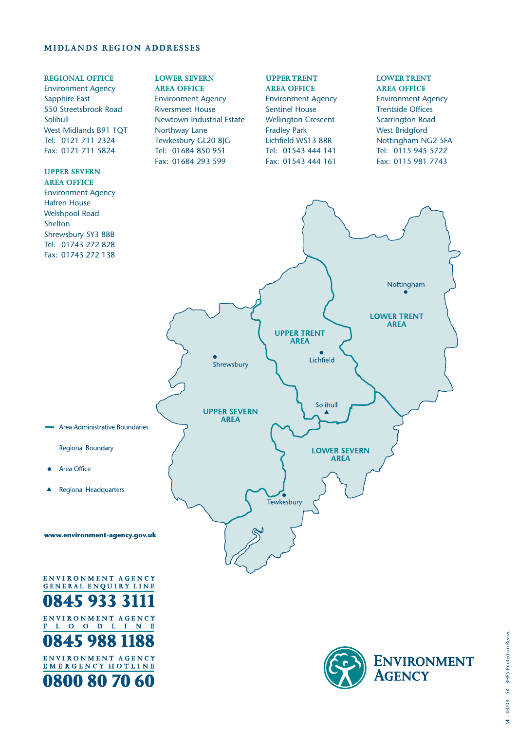## MIDLANDS REGION ADDRESSES

**REGIONAL OFFICE**
Environment Agency
Sapphire East
550 Streetsbrook Road
Solihull
West Midlands B91 1QT
Tel: 0121 711 2324
Fax: 0121 711 5824

**UPPER SEVERN AREA OFFICE**
Environment Agency
Hafren House
Welshpool Road
Shelton
Shrewsbury SY3 8BB
Tel: 01743 272 828
Fax: 01743 272 138

**LOWER SEVERN AREA OFFICE**
Environment Agency
Riversmeet House
Newtown Industrial Estate
Northway Lane
Tewkesbury GL20 8JG
Tel: 01684 850 951
Fax: 01684 293 599

**UPPER TRENT AREA OFFICE**
Environment Agency
Sentinel House
Wellington Crescent
Fradley Park
Lichfield WS13 8RR
Tel: 01543 444 141
Fax: 01543 444 161

**LOWER TRENT AREA OFFICE**
Environment Agency
Trentside Offices
Scarrington Road
West Bridgford
Nottingham NG2 5FA
Tel: 0115 945 5722
Fax: 0115 981 7743

Nottingham
LOWER TRENT AREA
UPPER TRENT AREA
Lichfield
Shrewsbury
Solihull
UPPER SEVERN AREA
LOWER SEVERN AREA
Tewkesbury

Area Administrative Boundaries
Regional Boundary
Area Office
Regional Headquarters

**www.environment-agency.gov.uk**

ENVIRONMENT AGENCY GENERAL ENQUIRY LINE
**0845 933 3111**

ENVIRONMENT AGENCY FLOODLINE
**0845 988 1188**

ENVIRONMENT AGENCY EMERGENCY HOTLINE
**0800 80 70 60**

ENVIRONMENT AGENCY

MI - 03/04 - 5K - BHES Printed on Revive